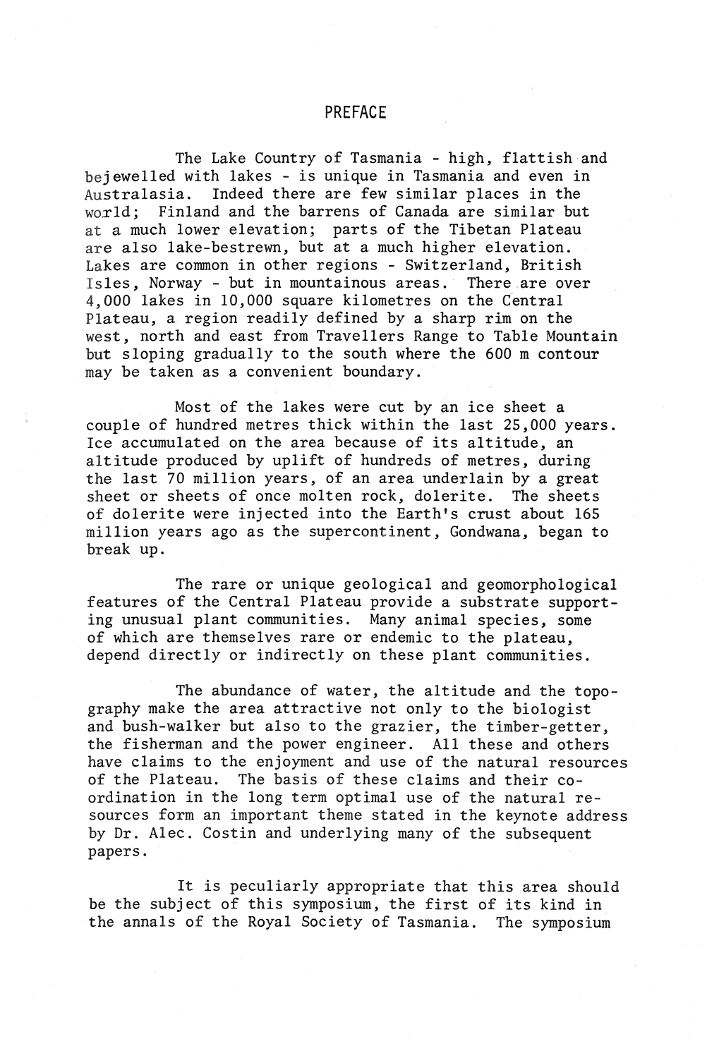# PREFACE

The Lake Country of Tasmania - high, flattish and bejewelled with lakes - is unique in Tasmania and even in Australasia. Indeed there are few similar places in the world; Finland and the barrens of Canada are similar but at a much lower elevation; parts of the Tibetan Plateau are also lake-bestrewn, but at a much higher elevation. Lakes are common in other regions - Switzerland, British Isles, Norway - but in mountainous areas. There are over 4,000 lakes in 10,000 square kilometres on the Central Plateau, a region readily defined by a sharp rim on the west, north and east from Travellers Range to Table Mountain but sloping gradually to the south where the 600 m contour may be taken as a convenient boundary.

Most of the lakes were cut by an ice sheet a couple of hundred metres thick within the last 25,000 years. Ice accumulated on the area because of its altitude, an altitude produced by uplift of hundreds of metres, during the last 70 million years, of an area underlain by a great sheet or sheets of once molten rock, dolerite. The sheets of dolerite were injected into the Earth's crust about 165 million years ago as the supercontinent, Gondwana, began to break up.

The rare or unique geological and geomorphological features of the Central Plateau provide a substrate supporting unusual plant communities. Many animal species, some of which are themselves rare or endemic to the plateau, depend directly or indirectly on these plant communities.

The abundance of water, the altitude and the topography make the area attractive not only to the biologist and bush-walker but also to the grazier, the timber-getter, the fisherman and the power engineer. All these and others have claims to the enjoyment and use of the natural resources of the Plateau. The basis of these claims and their co-ordination in the long term optimal use of the natural resources form an important theme stated in the keynote address by Dr. Alec. Costin and underlying many of the subsequent papers.

It is peculiarly appropriate that this area should be the subject of this symposium, the first of its kind in the annals of the Royal Society of Tasmania. The symposium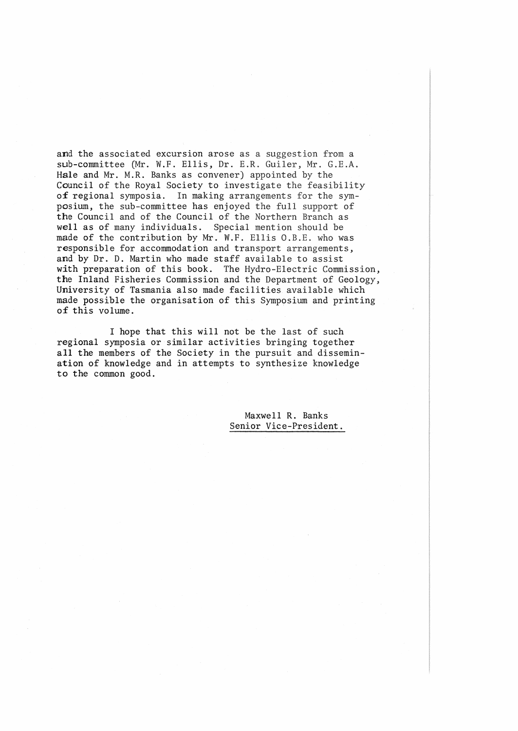and the associated excursion arose as a suggestion from a sub-committee (Mr. W.F. Ellis, Dr. E.R. Guiler, Mr. G.E.A. Hale and Mr. M.R. Banks as convener) appointed by the Council of the Royal Society to investigate the feasibility of regional symposia. In making arrangements for the symposium, the sub-committee has enjoyed the full support of the Council and of the Council of the Northern Branch as well as of many individuals. Special mention should be made of the contribution by Mr. W.F. Ellis O.B.E. who was responsible for accommodation and transport arrangements, and by Dr. D. Martin who made staff available to assist with preparation of this book. The Hydro-Electric Commission, the Inland Fisheries Commission and the Department of Geology, University of Tasmania also made facilities available which made possible the organisation of this Symposium and printing of this volume.

I hope that this will not be the last of such regional symposia or similar activities bringing together all the members of the Society in the pursuit and dissemination of knowledge and in attempts to synthesize knowledge to the common good.

Maxwell R. Banks
Senior Vice-President.